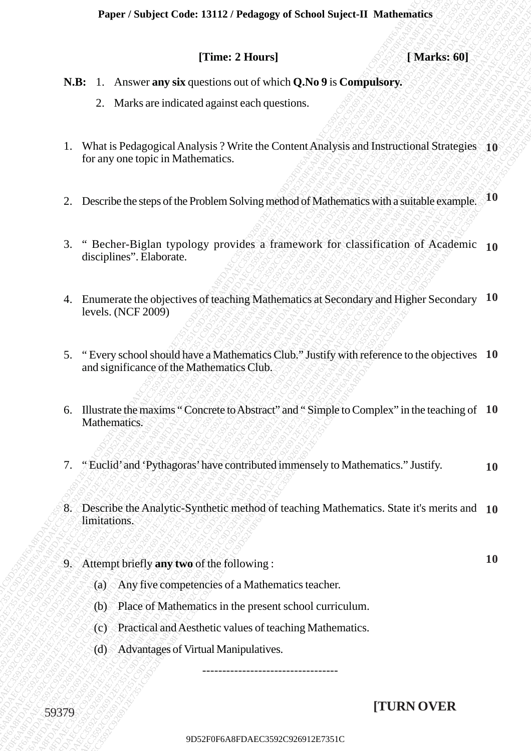# Paper / Subject Code: 13112 / Pedagogy of School Suject-II Mathematics

**[Time: 2 Hours]** **[ Marks: 60]**

**N.B:** 1. Answer **any six** questions out of which **Q.No 9** is **Compulsory.**

2. Marks are indicated against each questions.

1. What is Pedagogical Analysis ? Write the Content Analysis and Instructional Strategies for any one topic in Mathematics. **10**

2. Describe the steps of the Problem Solving method of Mathematics with a suitable example. **10**

3. " Becher-Biglan typology provides a framework for classification of Academic disciplines". Elaborate. **10**

4. Enumerate the objectives of teaching Mathematics at Secondary and Higher Secondary levels. (NCF 2009) **10**

5. " Every school should have a Mathematics Club." Justify with reference to the objectives and significance of the Mathematics Club. **10**

6. Illustrate the maxims " Concrete to Abstract" and " Simple to Complex" in the teaching of Mathematics. **10**

7. " Euclid' and 'Pythagoras' have contributed immensely to Mathematics." Justify. **10**

8. Describe the Analytic-Synthetic method of teaching Mathematics. State it's merits and limitations. **10**

9. Attempt briefly **any two** of the following : **10**

   (a) Any five competencies of a Mathematics teacher.

   (b) Place of Mathematics in the present school curriculum.

   (c) Practical and Aesthetic values of teaching Mathematics.

   (d) Advantages of Virtual Manipulatives.

----------------------------------

59379

**[TURN OVER**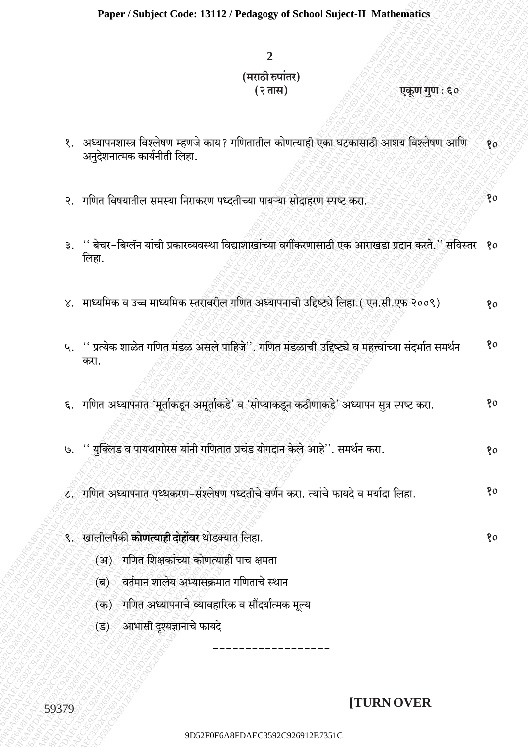**(मराठी रुपांतर)**

**(२ तास)** **एकूण गुण : ६०**

१. अध्यापनशास्त्र विश्लेषण म्हणजे काय? गणितातील कोणत्याही एका घटकासाठी आशय विश्लेषण आणि अनुदेशनात्मक कार्यनीती लिहा. १०

२. गणित विषयातील समस्या निराकरण पध्दतीच्या पायऱ्या सोदाहरण स्पष्ट करा. १०

३. ''बेचर-बिग्लॅन यांची प्रकारव्यवस्था विद्याशाखांच्या वर्गीकरणासाठी एक आराखडा प्रदान करते.'' सविस्तर लिहा. १०

४. माध्यमिक व उच्च माध्यमिक स्तरावरील गणित अध्यापनाची उद्दिष्ट्ये लिहा.( एन.सी.एफ २००९) १०

५. ''प्रत्येक शाळेत गणित मंडळ असले पाहिजे''. गणित मंडळाची उद्दिष्ट्ये व महत्त्वांच्या संदर्भात समर्थन करा. १०

६. गणित अध्यापनात 'मूर्ताकडून अमूर्ताकडे' व 'सोप्याकडून कठीणाकडे' अध्यापन सुत्र स्पष्ट करा. १०

७. ''युक्लिड व पायथागोरस यांनी गणितात प्रचंड योगदान केले आहे''. समर्थन करा. १०

८. गणित अध्यापनात पृथ्थकरण-संश्लेषण पध्दतीचे वर्णन करा. त्यांचे फायदे व मर्यादा लिहा. १०

९. खालीलपैकी **कोणत्याही दोहोंवर** थोडक्यात लिहा. १०

(अ) गणित शिक्षकांच्या कोणत्याही पाच क्षमता

(ब) वर्तमान शालेय अभ्यासक्रमात गणिताचे स्थान

(क) गणित अध्यापनाचे व्यावहारिक व सौंदर्यात्मक मूल्य

(ड) आभासी दृश्यज्ञानाचे फायदे

-------------------

**[TURN OVER**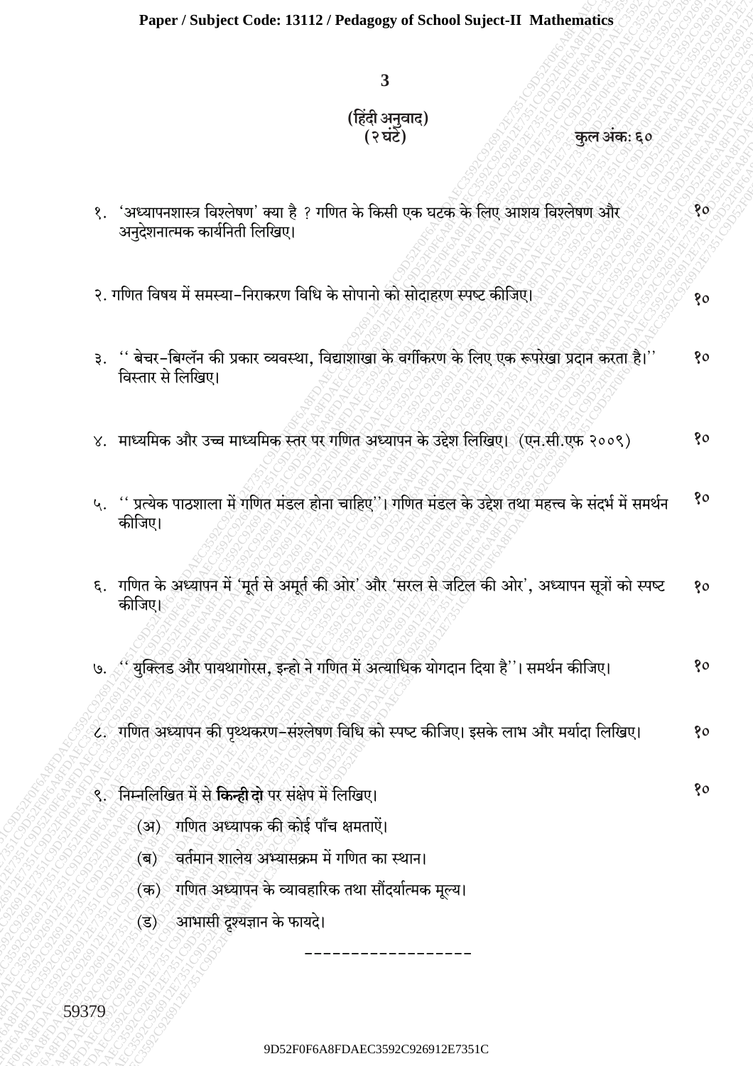(हिंदी अनुवाद)
(२ घंटे) कुल अंक: ६०

१. 'अध्यापनशास्त्र विश्लेषण' क्या है ? गणित के किसी एक घटक के लिए आशय विश्लेषण और अनुदेशनात्मक कार्यनिती लिखिए। १०

२. गणित विषय में समस्या–निराकरण विधि के सोपानो को सोदाहरण स्पष्ट कीजिए। १०

३. '' बेचर–बिग्लॅन की प्रकार व्यवस्था, विद्याशाखा के वर्गीकरण के लिए एक रूपरेखा प्रदान करता है।'' विस्तार से लिखिए। १०

४. माध्यमिक और उच्च माध्यमिक स्तर पर गणित अध्यापन के उद्देश लिखिए। (एन.सी.एफ २००९) १०

५. '' प्रत्येक पाठशाला में गणित मंडल होना चाहिए''। गणित मंडल के उद्देश तथा महत्त्व के संदर्भ में समर्थन कीजिए। १०

६. गणित के अध्यापन में 'मूर्त से अमूर्त की ओर' और 'सरल से जटिल की ओर', अध्यापन सूत्रों को स्पष्ट कीजिए। १०

७. '' युक्लिड और पायथागोरस, इन्हो ने गणित में अत्याधिक योगदान दिया है''। समर्थन कीजिए। १०

८. गणित अध्यापन की पृथ्थकरण–संश्लेषण विधि को स्पष्ट कीजिए। इसके लाभ और मर्यादा लिखिए। १०

९. निम्नलिखित में से **किन्ही दो** पर संक्षेप में लिखिए। १०

(अ) गणित अध्यापक की कोई पाँच क्षमताऐं।

(ब) वर्तमान शालेय अभ्यासक्रम में गणित का स्थान।

(क) गणित अध्यापन के व्यावहारिक तथा सौंदर्यात्मक मूल्य।

(ड) आभासी दृश्यज्ञान के फायदे।

\_\_\_\_\_\_\_\_\_\_\_\_\_\_\_\_\_\_